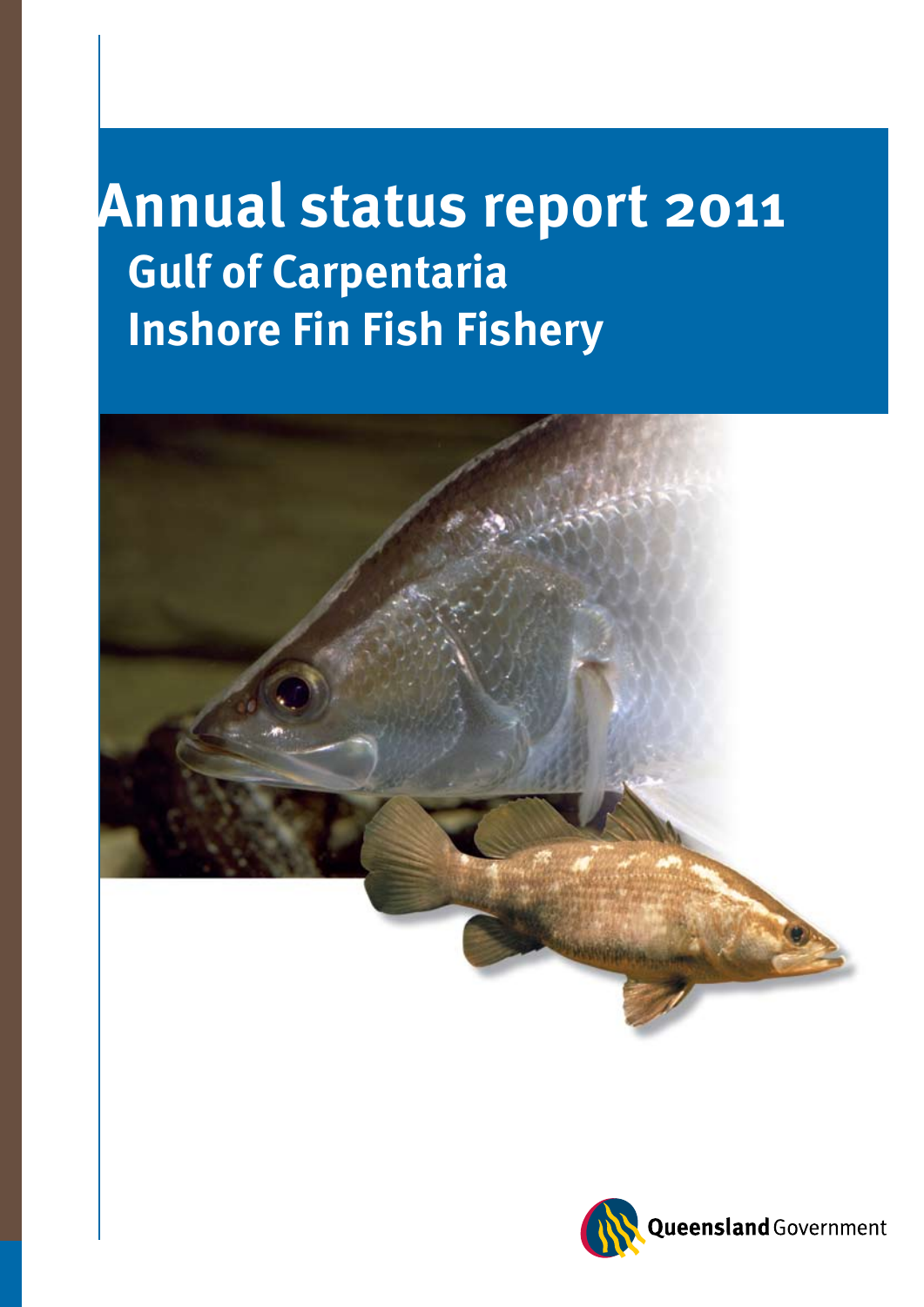# Annual status report 2011

## Gulf of Carpentaria Inshore Fin Fish Fishery

Queensland Government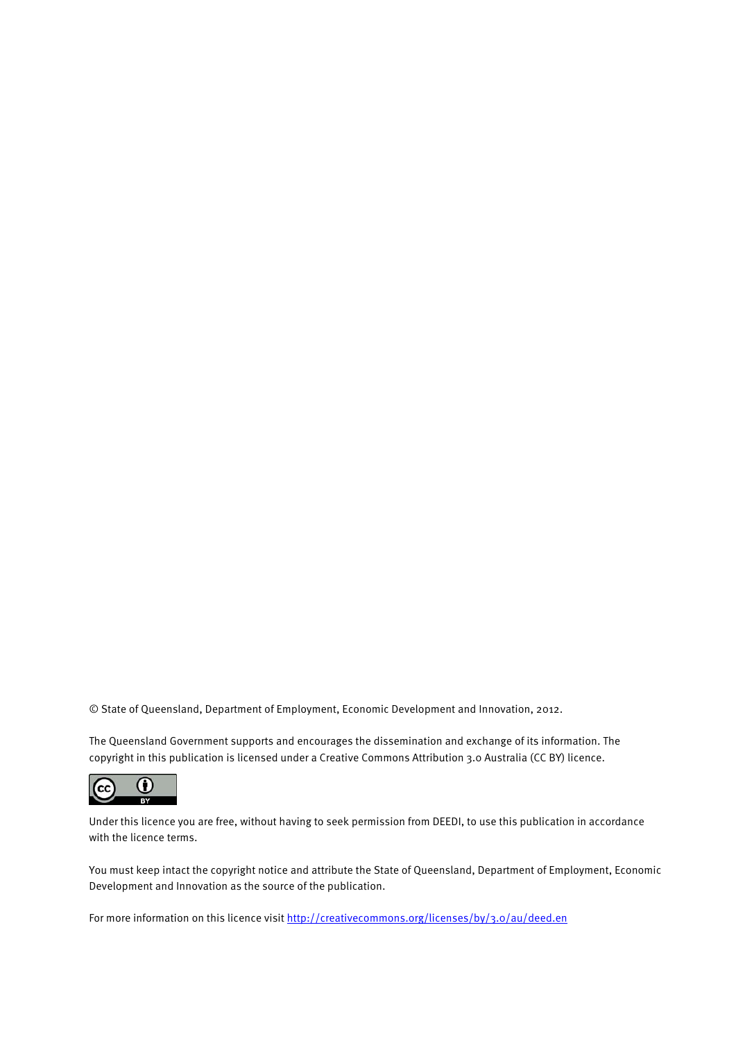© State of Queensland, Department of Employment, Economic Development and Innovation, 2012.

The Queensland Government supports and encourages the dissemination and exchange of its information. The copyright in this publication is licensed under a Creative Commons Attribution 3.0 Australia (CC BY) licence.

Under this licence you are free, without having to seek permission from DEEDI, to use this publication in accordance with the licence terms.

You must keep intact the copyright notice and attribute the State of Queensland, Department of Employment, Economic Development and Innovation as the source of the publication.

For more information on this licence visit http://creativecommons.org/licenses/by/3.0/au/deed.en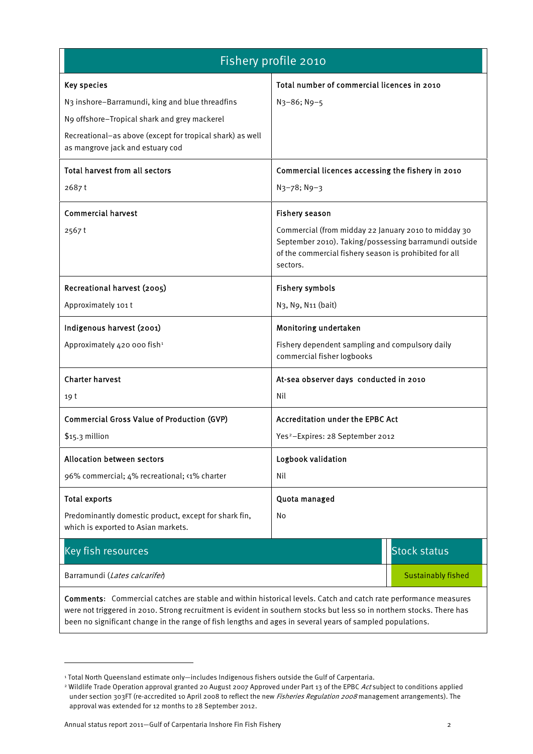| Fishery profile 2010 | |
|---|---|
| **Key species**<br>N3 inshore–Barramundi, king and blue threadfins<br>N9 offshore–Tropical shark and grey mackerel<br>Recreational–as above (except for tropical shark) as well as mangrove jack and estuary cod | **Total number of commercial licences in 2010**<br>N3–86; N9–5 |
| **Total harvest from all sectors**<br>2687 t | **Commercial licences accessing the fishery in 2010**<br>N3–78; N9–3 |
| **Commercial harvest**<br>2567 t | **Fishery season**<br>Commercial (from midday 22 January 2010 to midday 30 September 2010). Taking/possessing barramundi outside of the commercial fishery season is prohibited for all sectors. |
| **Recreational harvest (2005)**<br>Approximately 101 t | **Fishery symbols**<br>N3, N9, N11 (bait) |
| **Indigenous harvest (2001)**<br>Approximately 420 000 fish[1] | **Monitoring undertaken**<br>Fishery dependent sampling and compulsory daily commercial fisher logbooks |
| **Charter harvest**<br>19 t | **At-sea observer days conducted in 2010**<br>Nil |
| **Commercial Gross Value of Production (GVP)**<br>$15.3 million | **Accreditation under the EPBC Act**<br>Yes[2]–Expires: 28 September 2012 |
| **Allocation between sectors**<br>96% commercial; 4% recreational; <1% charter | **Logbook validation**<br>Nil |
| **Total exports**<br>Predominantly domestic product, except for shark fin, which is exported to Asian markets. | **Quota managed**<br>No |

| Key fish resources | Stock status |
|---|---|
| Barramundi (*Lates calcarifer*) | Sustainably fished |

**Comments**: Commercial catches are stable and within historical levels. Catch and catch rate performance measures were not triggered in 2010. Strong recruitment is evident in southern stocks but less so in northern stocks. There has been no significant change in the range of fish lengths and ages in several years of sampled populations.

[1] Total North Queensland estimate only—includes Indigenous fishers outside the Gulf of Carpentaria.

[2] Wildlife Trade Operation approval granted 20 August 2007 Approved under Part 13 of the EPBC *Act* subject to conditions applied under section 303FT (re-accredited 10 April 2008 to reflect the new *Fisheries Regulation 2008* management arrangements). The approval was extended for 12 months to 28 September 2012.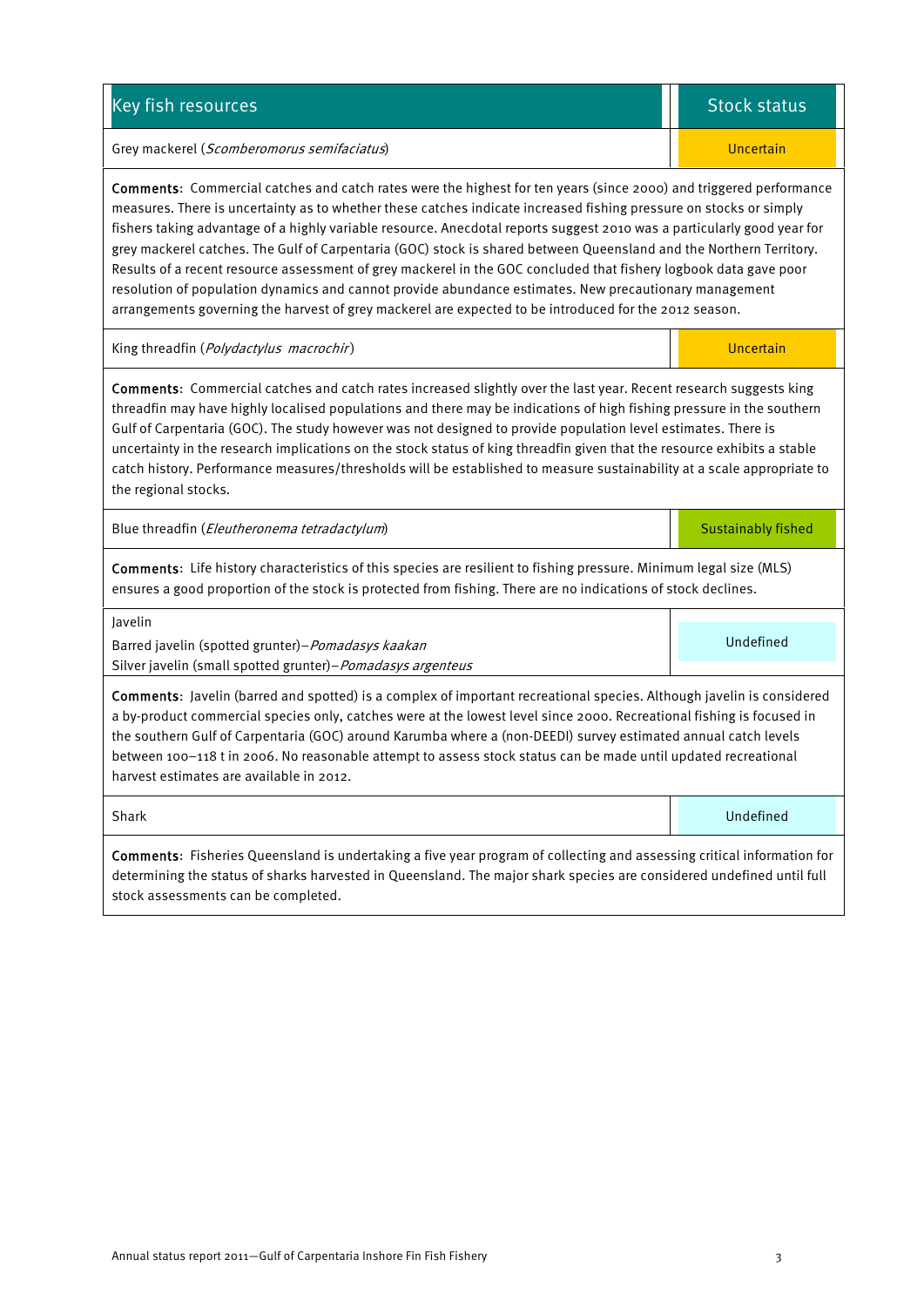| Key fish resources | Stock status |
|---|---|
| Grey mackerel (*Scomberomorus semifaciatus*) | Uncertain |
| **Comments**: Commercial catches and catch rates were the highest for ten years (since 2000) and triggered performance measures. There is uncertainty as to whether these catches indicate increased fishing pressure on stocks or simply fishers taking advantage of a highly variable resource. Anecdotal reports suggest 2010 was a particularly good year for grey mackerel catches. The Gulf of Carpentaria (GOC) stock is shared between Queensland and the Northern Territory. Results of a recent resource assessment of grey mackerel in the GOC concluded that fishery logbook data gave poor resolution of population dynamics and cannot provide abundance estimates. New precautionary management arrangements governing the harvest of grey mackerel are expected to be introduced for the 2012 season. | |
| King threadfin (*Polydactylus macrochir*) | Uncertain |
| **Comments**: Commercial catches and catch rates increased slightly over the last year. Recent research suggests king threadfin may have highly localised populations and there may be indications of high fishing pressure in the southern Gulf of Carpentaria (GOC). The study however was not designed to provide population level estimates. There is uncertainty in the research implications on the stock status of king threadfin given that the resource exhibits a stable catch history. Performance measures/thresholds will be established to measure sustainability at a scale appropriate to the regional stocks. | |
| Blue threadfin (*Eleutheronema tetradactylum*) | Sustainably fished |
| **Comments**: Life history characteristics of this species are resilient to fishing pressure. Minimum legal size (MLS) ensures a good proportion of the stock is protected from fishing. There are no indications of stock declines. | |
| Javelin<br>Barred javelin (spotted grunter)–*Pomadasys kaakan*<br>Silver javelin (small spotted grunter)–*Pomadasys argenteus* | Undefined |
| **Comments**: Javelin (barred and spotted) is a complex of important recreational species. Although javelin is considered a by-product commercial species only, catches were at the lowest level since 2000. Recreational fishing is focused in the southern Gulf of Carpentaria (GOC) around Karumba where a (non-DEEDI) survey estimated annual catch levels between 100–118 t in 2006. No reasonable attempt to assess stock status can be made until updated recreational harvest estimates are available in 2012. | |
| Shark | Undefined |
| **Comments**: Fisheries Queensland is undertaking a five year program of collecting and assessing critical information for determining the status of sharks harvested in Queensland. The major shark species are considered undefined until full stock assessments can be completed. | |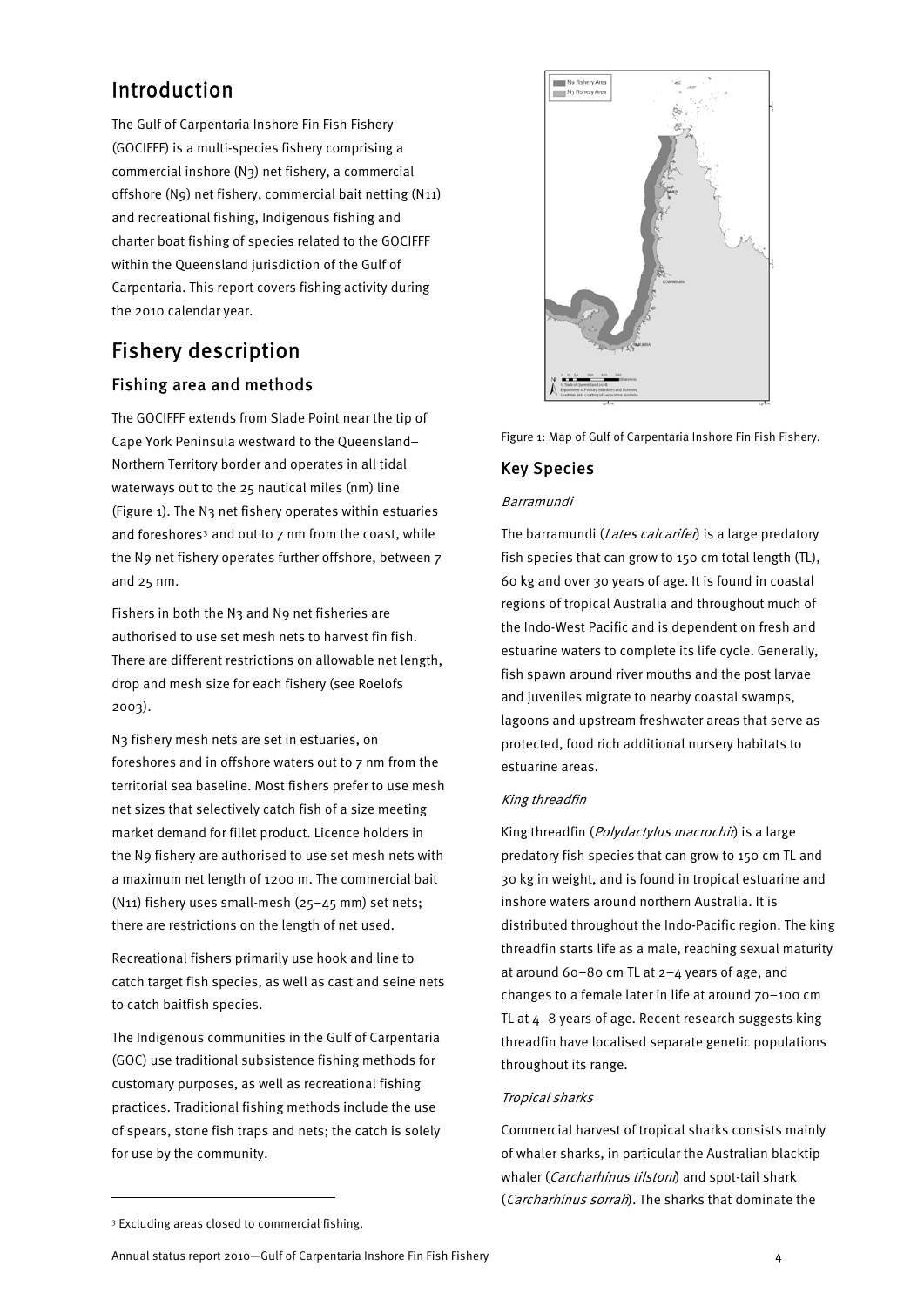# Introduction

The Gulf of Carpentaria Inshore Fin Fish Fishery (GOCIFFF) is a multi-species fishery comprising a commercial inshore (N3) net fishery, a commercial offshore (N9) net fishery, commercial bait netting (N11) and recreational fishing, Indigenous fishing and charter boat fishing of species related to the GOCIFFF within the Queensland jurisdiction of the Gulf of Carpentaria. This report covers fishing activity during the 2010 calendar year.

# Fishery description

## Fishing area and methods

The GOCIFFF extends from Slade Point near the tip of Cape York Peninsula westward to the Queensland–Northern Territory border and operates in all tidal waterways out to the 25 nautical miles (nm) line (Figure 1). The N3 net fishery operates within estuaries and foreshores[3] and out to 7 nm from the coast, while the N9 net fishery operates further offshore, between 7 and 25 nm.

Fishers in both the N3 and N9 net fisheries are authorised to use set mesh nets to harvest fin fish. There are different restrictions on allowable net length, drop and mesh size for each fishery (see Roelofs 2003).

N3 fishery mesh nets are set in estuaries, on foreshores and in offshore waters out to 7 nm from the territorial sea baseline. Most fishers prefer to use mesh net sizes that selectively catch fish of a size meeting market demand for fillet product. Licence holders in the N9 fishery are authorised to use set mesh nets with a maximum net length of 1200 m. The commercial bait (N11) fishery uses small-mesh (25–45 mm) set nets; there are restrictions on the length of net used.

Recreational fishers primarily use hook and line to catch target fish species, as well as cast and seine nets to catch baitfish species.

The Indigenous communities in the Gulf of Carpentaria (GOC) use traditional subsistence fishing methods for customary purposes, as well as recreational fishing practices. Traditional fishing methods include the use of spears, stone fish traps and nets; the catch is solely for use by the community.

[3] Excluding areas closed to commercial fishing.

Figure 1: Map of Gulf of Carpentaria Inshore Fin Fish Fishery.

## Key Species

### *Barramundi*

The barramundi (*Lates calcarifer*) is a large predatory fish species that can grow to 150 cm total length (TL), 60 kg and over 30 years of age. It is found in coastal regions of tropical Australia and throughout much of the Indo-West Pacific and is dependent on fresh and estuarine waters to complete its life cycle. Generally, fish spawn around river mouths and the post larvae and juveniles migrate to nearby coastal swamps, lagoons and upstream freshwater areas that serve as protected, food rich additional nursery habitats to estuarine areas.

### *King threadfin*

King threadfin (*Polydactylus macrochir*) is a large predatory fish species that can grow to 150 cm TL and 30 kg in weight, and is found in tropical estuarine and inshore waters around northern Australia. It is distributed throughout the Indo-Pacific region. The king threadfin starts life as a male, reaching sexual maturity at around 60–80 cm TL at 2–4 years of age, and changes to a female later in life at around 70–100 cm TL at 4–8 years of age. Recent research suggests king threadfin have localised separate genetic populations throughout its range.

### *Tropical sharks*

Commercial harvest of tropical sharks consists mainly of whaler sharks, in particular the Australian blacktip whaler (*Carcharhinus tilstoni*) and spot-tail shark (*Carcharhinus sorrah*). The sharks that dominate the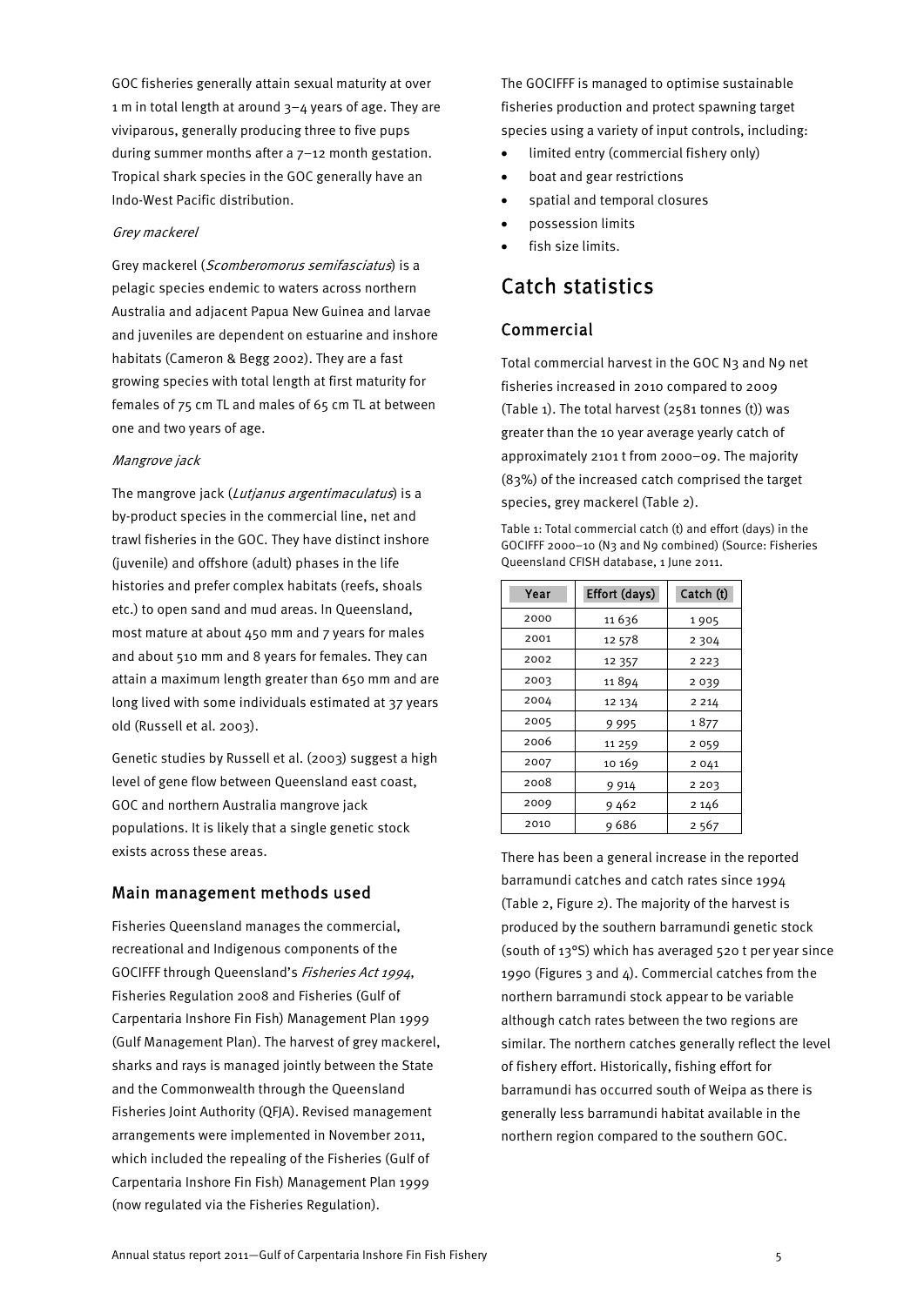GOC fisheries generally attain sexual maturity at over 1 m in total length at around 3–4 years of age. They are viviparous, generally producing three to five pups during summer months after a 7–12 month gestation. Tropical shark species in the GOC generally have an Indo-West Pacific distribution.

#### *Grey mackerel*

Grey mackerel (*Scomberomorus semifasciatus*) is a pelagic species endemic to waters across northern Australia and adjacent Papua New Guinea and larvae and juveniles are dependent on estuarine and inshore habitats (Cameron & Begg 2002). They are a fast growing species with total length at first maturity for females of 75 cm TL and males of 65 cm TL at between one and two years of age.

#### *Mangrove jack*

The mangrove jack (*Lutjanus argentimaculatus*) is a by-product species in the commercial line, net and trawl fisheries in the GOC. They have distinct inshore (juvenile) and offshore (adult) phases in the life histories and prefer complex habitats (reefs, shoals etc.) to open sand and mud areas. In Queensland, most mature at about 450 mm and 7 years for males and about 510 mm and 8 years for females. They can attain a maximum length greater than 650 mm and are long lived with some individuals estimated at 37 years old (Russell et al. 2003).

Genetic studies by Russell et al. (2003) suggest a high level of gene flow between Queensland east coast, GOC and northern Australia mangrove jack populations. It is likely that a single genetic stock exists across these areas.

### Main management methods used

Fisheries Queensland manages the commercial, recreational and Indigenous components of the GOCIFFF through Queensland's *Fisheries Act 1994*, Fisheries Regulation 2008 and Fisheries (Gulf of Carpentaria Inshore Fin Fish) Management Plan 1999 (Gulf Management Plan). The harvest of grey mackerel, sharks and rays is managed jointly between the State and the Commonwealth through the Queensland Fisheries Joint Authority (QFJA). Revised management arrangements were implemented in November 2011, which included the repealing of the Fisheries (Gulf of Carpentaria Inshore Fin Fish) Management Plan 1999 (now regulated via the Fisheries Regulation).

The GOCIFFF is managed to optimise sustainable fisheries production and protect spawning target species using a variety of input controls, including:

- limited entry (commercial fishery only)
- boat and gear restrictions
- spatial and temporal closures
- possession limits
- fish size limits.

## Catch statistics

### Commercial

Total commercial harvest in the GOC N3 and N9 net fisheries increased in 2010 compared to 2009 (Table 1). The total harvest (2581 tonnes (t)) was greater than the 10 year average yearly catch of approximately 2101 t from 2000–09. The majority (83%) of the increased catch comprised the target species, grey mackerel (Table 2).

Table 1: Total commercial catch (t) and effort (days) in the GOCIFFF 2000–10 (N3 and N9 combined) (Source: Fisheries Queensland CFISH database, 1 June 2011.

| Year | Effort (days) | Catch (t) |
|---|---|---|
| 2000 | 11 636 | 1 905 |
| 2001 | 12 578 | 2 304 |
| 2002 | 12 357 | 2 223 |
| 2003 | 11 894 | 2 039 |
| 2004 | 12 134 | 2 214 |
| 2005 | 9 995 | 1 877 |
| 2006 | 11 259 | 2 059 |
| 2007 | 10 169 | 2 041 |
| 2008 | 9 914 | 2 203 |
| 2009 | 9 462 | 2 146 |
| 2010 | 9 686 | 2 567 |

There has been a general increase in the reported barramundi catches and catch rates since 1994 (Table 2, Figure 2). The majority of the harvest is produced by the southern barramundi genetic stock (south of 13°S) which has averaged 520 t per year since 1990 (Figures 3 and 4). Commercial catches from the northern barramundi stock appear to be variable although catch rates between the two regions are similar. The northern catches generally reflect the level of fishery effort. Historically, fishing effort for barramundi has occurred south of Weipa as there is generally less barramundi habitat available in the northern region compared to the southern GOC.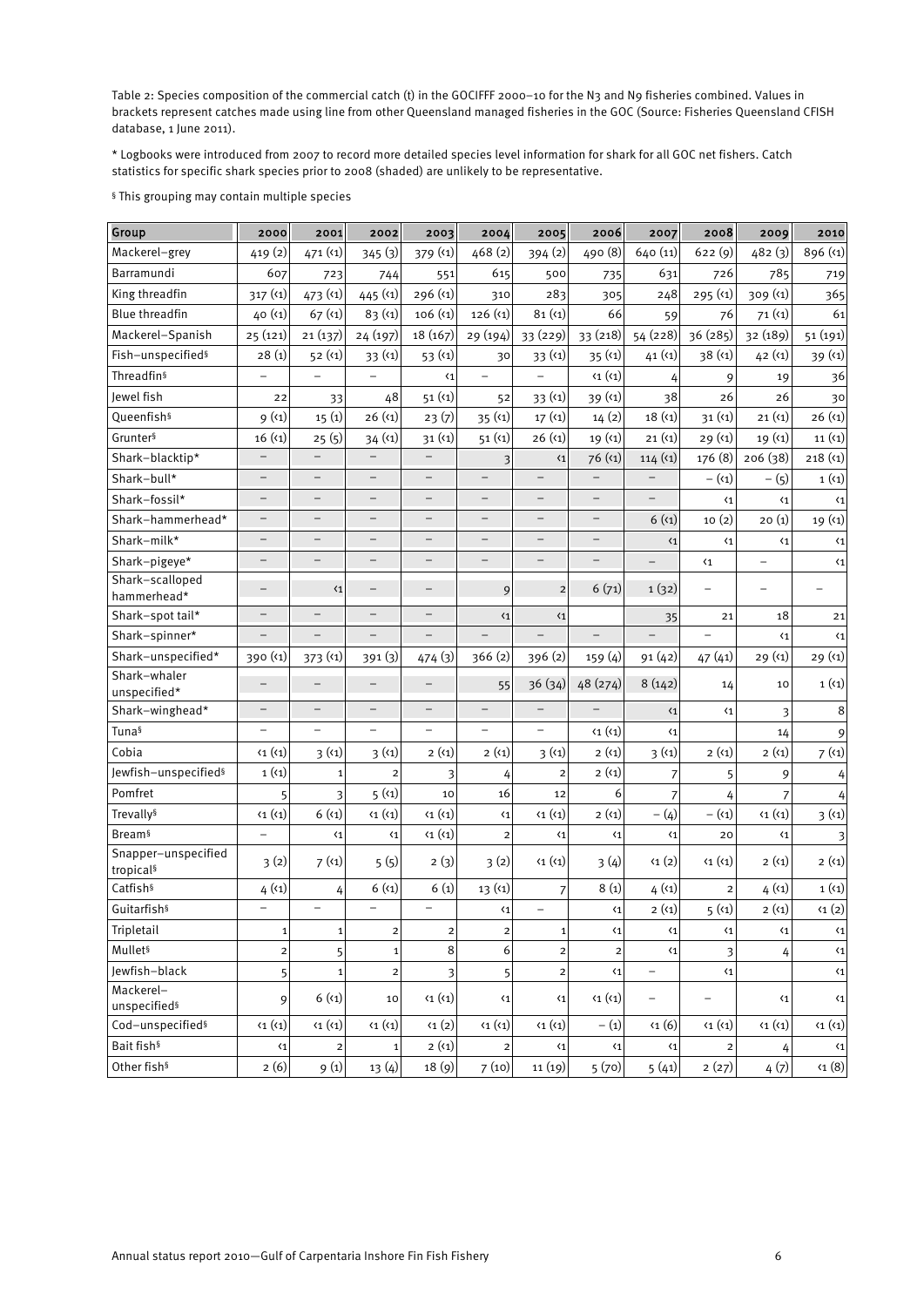Table 2: Species composition of the commercial catch (t) in the GOCIFFF 2000–10 for the N3 and N9 fisheries combined. Values in brackets represent catches made using line from other Queensland managed fisheries in the GOC (Source: Fisheries Queensland CFISH database, 1 June 2011).

* Logbooks were introduced from 2007 to record more detailed species level information for shark for all GOC net fishers. Catch statistics for specific shark species prior to 2008 (shaded) are unlikely to be representative.

§ This grouping may contain multiple species

| Group | 2000 | 2001 | 2002 | 2003 | 2004 | 2005 | 2006 | 2007 | 2008 | 2009 | 2010 |
|---|---|---|---|---|---|---|---|---|---|---|---|
| Mackerel–grey | 419 (2) | 471 (<1) | 345 (3) | 379 (<1) | 468 (2) | 394 (2) | 490 (8) | 640 (11) | 622 (9) | 482 (3) | 896 (<1) |
| Barramundi | 607 | 723 | 744 | 551 | 615 | 500 | 735 | 631 | 726 | 785 | 719 |
| King threadfin | 317 (<1) | 473 (<1) | 445 (<1) | 296 (<1) | 310 | 283 | 305 | 248 | 295 (<1) | 309 (<1) | 365 |
| Blue threadfin | 40 (<1) | 67 (<1) | 83 (<1) | 106 (<1) | 126 (<1) | 81 (<1) | 66 | 59 | 76 | 71 (<1) | 61 |
| Mackerel–Spanish | 25 (121) | 21 (137) | 24 (197) | 18 (167) | 29 (194) | 33 (229) | 33 (218) | 54 (228) | 36 (285) | 32 (189) | 51 (191) |
| Fish–unspecified§ | 28 (1) | 52 (<1) | 33 (<1) | 53 (<1) | 30 | 33 (<1) | 35 (<1) | 41 (<1) | 38 (<1) | 42 (<1) | 39 (<1) |
| Threadfin§ | – | – | – | <1 | – | – | <1 (<1) | 4 | 9 | 19 | 36 |
| Jewel fish | 22 | 33 | 48 | 51 (<1) | 52 | 33 (<1) | 39 (<1) | 38 | 26 | 26 | 30 |
| Queenfish§ | 9 (<1) | 15 (1) | 26 (<1) | 23 (7) | 35 (<1) | 17 (<1) | 14 (2) | 18 (<1) | 31 (<1) | 21 (<1) | 26 (<1) |
| Grunter§ | 16 (<1) | 25 (5) | 34 (<1) | 31 (<1) | 51 (<1) | 26 (<1) | 19 (<1) | 21 (<1) | 29 (<1) | 19 (<1) | 11 (<1) |
| Shark–blacktip* | – | – | – | – | 3 | <1 | 76 (<1) | 114 (<1) | 176 (8) | 206 (38) | 218 (<1) |
| Shark–bull* | – | – | – | – | – | – | – | – | – (<1) | – (5) | 1 (<1) |
| Shark–fossil* | – | – | – | – | – | – | – | – | <1 | <1 | <1 |
| Shark–hammerhead* | – | – | – | – | – | – | – | 6 (<1) | 10 (2) | 20 (1) | 19 (<1) |
| Shark–milk* | – | – | – | – | – | – | – | <1 | <1 | <1 | <1 |
| Shark–pigeye* | – | – | – | – | – | – | – | – | <1 | – | <1 |
| Shark–scalloped hammerhead* | – | <1 | – | – | 9 | 2 | 6 (71) | 1 (32) | – | – | – |
| Shark–spot tail* | – | – | – | – | <1 | <1 | | 35 | 21 | 18 | 21 |
| Shark–spinner* | – | – | – | – | – | – | – | – | – | <1 | <1 |
| Shark–unspecified* | 390 (<1) | 373 (<1) | 391 (3) | 474 (3) | 366 (2) | 396 (2) | 159 (4) | 91 (42) | 47 (41) | 29 (<1) | 29 (<1) |
| Shark–whaler unspecified* | – | – | – | – | 55 | 36 (34) | 48 (274) | 8 (142) | 14 | 10 | 1 (<1) |
| Shark–winghead* | – | – | – | – | – | – | – | <1 | <1 | 3 | 8 |
| Tuna§ | – | – | – | – | – | – | <1 (<1) | <1 | | 14 | 9 |
| Cobia | <1 (<1) | 3 (<1) | 3 (<1) | 2 (<1) | 2 (<1) | 3 (<1) | 2 (<1) | 3 (<1) | 2 (<1) | 2 (<1) | 7 (<1) |
| Jewfish–unspecified§ | 1 (<1) | 1 | 2 | 3 | 4 | 2 | 2 (<1) | 7 | 5 | 9 | 4 |
| Pomfret | 5 | 3 | 5 (<1) | 10 | 16 | 12 | 6 | 7 | 4 | 7 | 4 |
| Trevally§ | <1 (<1) | 6 (<1) | <1 (<1) | <1 (<1) | <1 | <1 (<1) | 2 (<1) | – (4) | – (<1) | <1 (<1) | 3 (<1) |
| Bream§ | – | <1 | <1 | <1 (<1) | 2 | <1 | <1 | <1 | 20 | <1 | 3 |
| Snapper–unspecified tropical§ | 3 (2) | 7 (<1) | 5 (5) | 2 (3) | 3 (2) | <1 (<1) | 3 (4) | <1 (2) | <1 (<1) | 2 (<1) | 2 (<1) |
| Catfish§ | 4 (<1) | 4 | 6 (<1) | 6 (1) | 13 (<1) | 7 | 8 (1) | 4 (<1) | 2 | 4 (<1) | 1 (<1) |
| Guitarfish§ | – | – | – | – | <1 | – | <1 | 2 (<1) | 5 (<1) | 2 (<1) | <1 (2) |
| Tripletail | 1 | 1 | 2 | 2 | 2 | 1 | <1 | <1 | <1 | <1 | <1 |
| Mullet§ | 2 | 5 | 1 | 8 | 6 | 2 | 2 | <1 | 3 | 4 | <1 |
| Jewfish–black | 5 | 1 | 2 | 3 | 5 | 2 | <1 | – | <1 | | <1 |
| Mackerel–unspecified§ | 9 | 6 (<1) | 10 | <1 (<1) | <1 | <1 | <1 (<1) | – | – | <1 | <1 |
| Cod–unspecified§ | <1 (<1) | <1 (<1) | <1 (<1) | <1 (2) | <1 (<1) | <1 (<1) | – (1) | <1 (6) | <1 (<1) | <1 (<1) | <1 (<1) |
| Bait fish§ | <1 | 2 | 1 | 2 (<1) | 2 | <1 | <1 | <1 | 2 | 4 | <1 |
| Other fish§ | 2 (6) | 9 (1) | 13 (4) | 18 (9) | 7 (10) | 11 (19) | 5 (70) | 5 (41) | 2 (27) | 4 (7) | <1 (8) |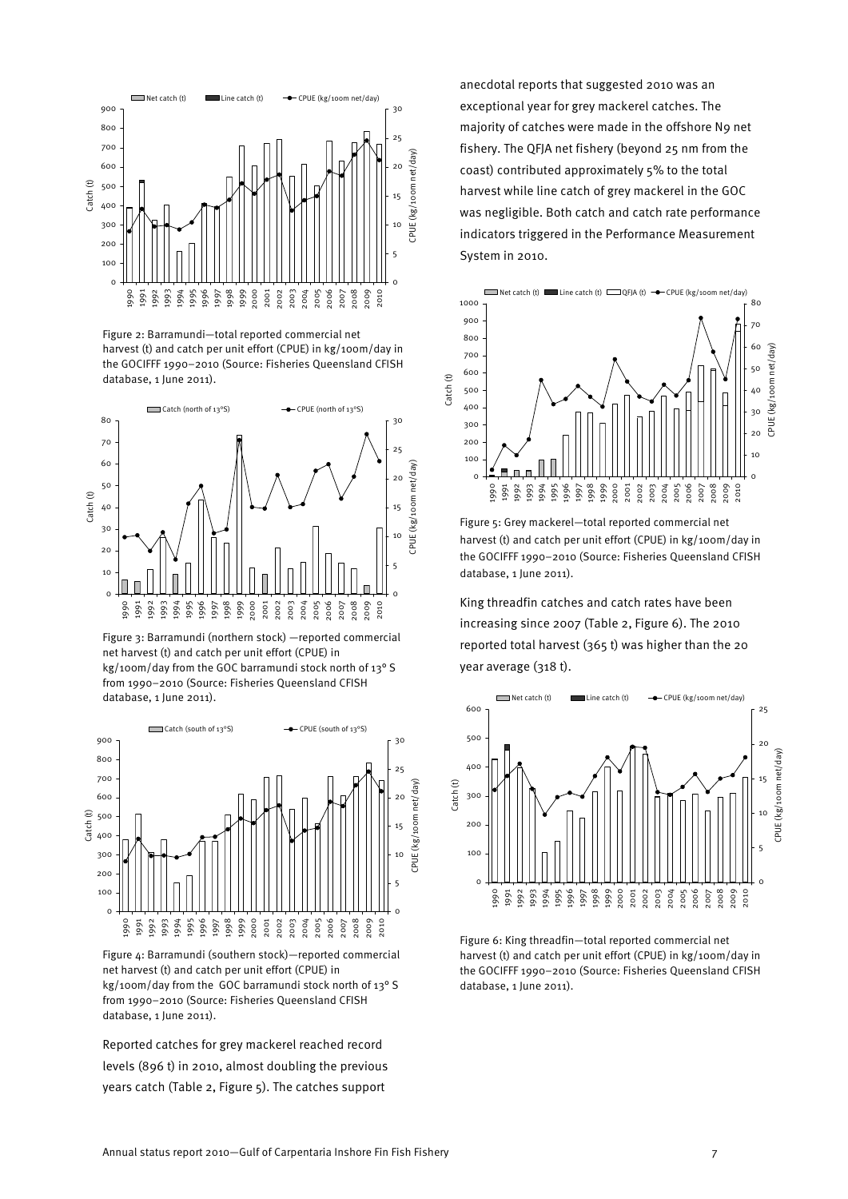Figure 2: Barramundi—total reported commercial net harvest (t) and catch per unit effort (CPUE) in kg/100m/day in the GOCIFFF 1990–2010 (Source: Fisheries Queensland CFISH database, 1 June 2011).

Figure 3: Barramundi (northern stock) —reported commercial net harvest (t) and catch per unit effort (CPUE) in kg/100m/day from the GOC barramundi stock north of 13° S from 1990–2010 (Source: Fisheries Queensland CFISH database, 1 June 2011).

Figure 4: Barramundi (southern stock)—reported commercial net harvest (t) and catch per unit effort (CPUE) in kg/100m/day from the GOC barramundi stock north of 13° S from 1990–2010 (Source: Fisheries Queensland CFISH database, 1 June 2011).

Reported catches for grey mackerel reached record levels (896 t) in 2010, almost doubling the previous years catch (Table 2, Figure 5). The catches support anecdotal reports that suggested 2010 was an exceptional year for grey mackerel catches. The majority of catches were made in the offshore N9 net fishery. The QFJA net fishery (beyond 25 nm from the coast) contributed approximately 5% to the total harvest while line catch of grey mackerel in the GOC was negligible. Both catch and catch rate performance indicators triggered in the Performance Measurement System in 2010.

Figure 5: Grey mackerel—total reported commercial net harvest (t) and catch per unit effort (CPUE) in kg/100m net/day in the GOCIFFF 1990–2010 (Source: Fisheries Queensland CFISH database, 1 June 2011).

King threadfin catches and catch rates have been increasing since 2007 (Table 2, Figure 6). The 2010 reported total harvest (365 t) was higher than the 20 year average (318 t).

Figure 6: King threadfin—total reported commercial net harvest (t) and catch per unit effort (CPUE) in kg/100m/day in the GOCIFFF 1990–2010 (Source: Fisheries Queensland CFISH database, 1 June 2011).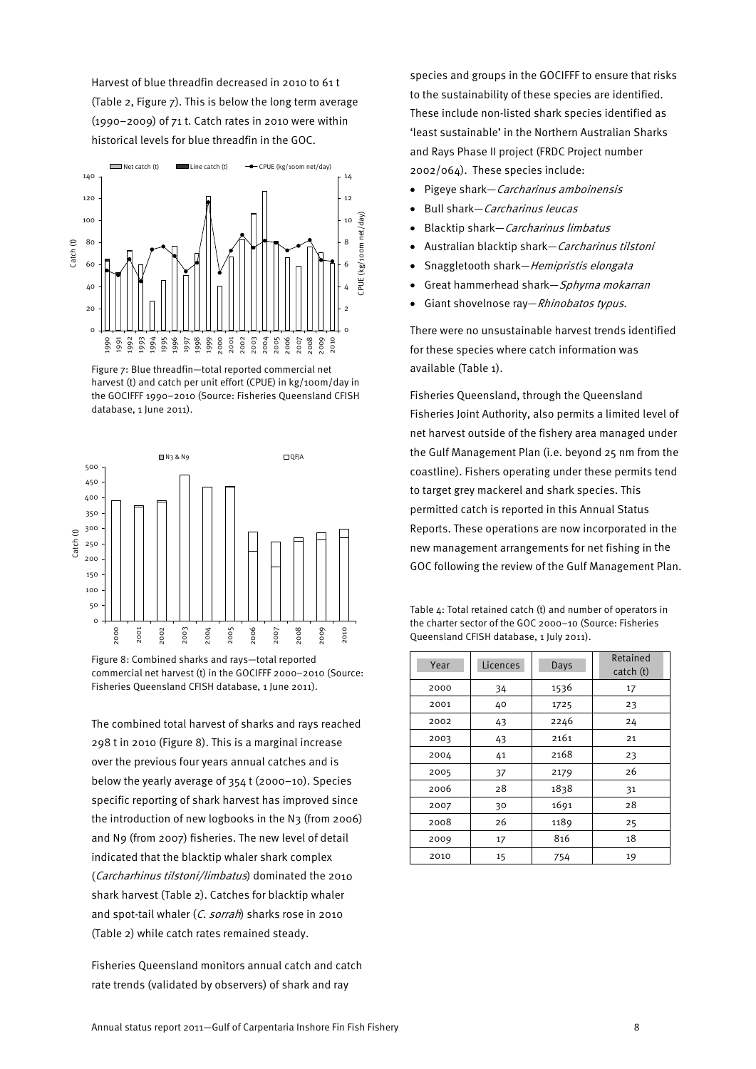Harvest of blue threadfin decreased in 2010 to 61 t (Table 2, Figure 7). This is below the long term average (1990–2009) of 71 t. Catch rates in 2010 were within historical levels for blue threadfin in the GOC.

Figure 7: Blue threadfin—total reported commercial net harvest (t) and catch per unit effort (CPUE) in kg/100m/day in the GOCIFFF 1990–2010 (Source: Fisheries Queensland CFISH database, 1 June 2011).

Figure 8: Combined sharks and rays—total reported commercial net harvest (t) in the GOCIFFF 2000–2010 (Source: Fisheries Queensland CFISH database, 1 June 2011).

The combined total harvest of sharks and rays reached 298 t in 2010 (Figure 8). This is a marginal increase over the previous four years annual catches and is below the yearly average of 354 t (2000–10). Species specific reporting of shark harvest has improved since the introduction of new logbooks in the N3 (from 2006) and N9 (from 2007) fisheries. The new level of detail indicated that the blacktip whaler shark complex (*Carcharhinus tilstoni/limbatus*) dominated the 2010 shark harvest (Table 2). Catches for blacktip whaler and spot-tail whaler (*C. sorrah*) sharks rose in 2010 (Table 2) while catch rates remained steady.

Fisheries Queensland monitors annual catch and catch rate trends (validated by observers) of shark and ray species and groups in the GOCIFFF to ensure that risks to the sustainability of these species are identified. These include non-listed shark species identified as 'least sustainable' in the Northern Australian Sharks and Rays Phase II project (FRDC Project number 2002/064). These species include:

- Pigeye shark—*Carcharinus amboinensis*
- Bull shark—*Carcharinus leucas*
- Blacktip shark—*Carcharinus limbatus*
- Australian blacktip shark—*Carcharinus tilstoni*
- Snaggletooth shark—*Hemipristis elongata*
- Great hammerhead shark—*Sphyrna mokarran*
- Giant shovelnose ray—*Rhinobatos typus.*

There were no unsustainable harvest trends identified for these species where catch information was available (Table 1).

Fisheries Queensland, through the Queensland Fisheries Joint Authority, also permits a limited level of net harvest outside of the fishery area managed under the Gulf Management Plan (i.e. beyond 25 nm from the coastline). Fishers operating under these permits tend to target grey mackerel and shark species. This permitted catch is reported in this Annual Status Reports. These operations are now incorporated in the new management arrangements for net fishing in the GOC following the review of the Gulf Management Plan.

Table 4: Total retained catch (t) and number of operators in the charter sector of the GOC 2000–10 (Source: Fisheries Queensland CFISH database, 1 July 2011).

| Year | Licences | Days | Retained catch (t) |
|---|---|---|---|
| 2000 | 34 | 1536 | 17 |
| 2001 | 40 | 1725 | 23 |
| 2002 | 43 | 2246 | 24 |
| 2003 | 43 | 2161 | 21 |
| 2004 | 41 | 2168 | 23 |
| 2005 | 37 | 2179 | 26 |
| 2006 | 28 | 1838 | 31 |
| 2007 | 30 | 1691 | 28 |
| 2008 | 26 | 1189 | 25 |
| 2009 | 17 | 816 | 18 |
| 2010 | 15 | 754 | 19 |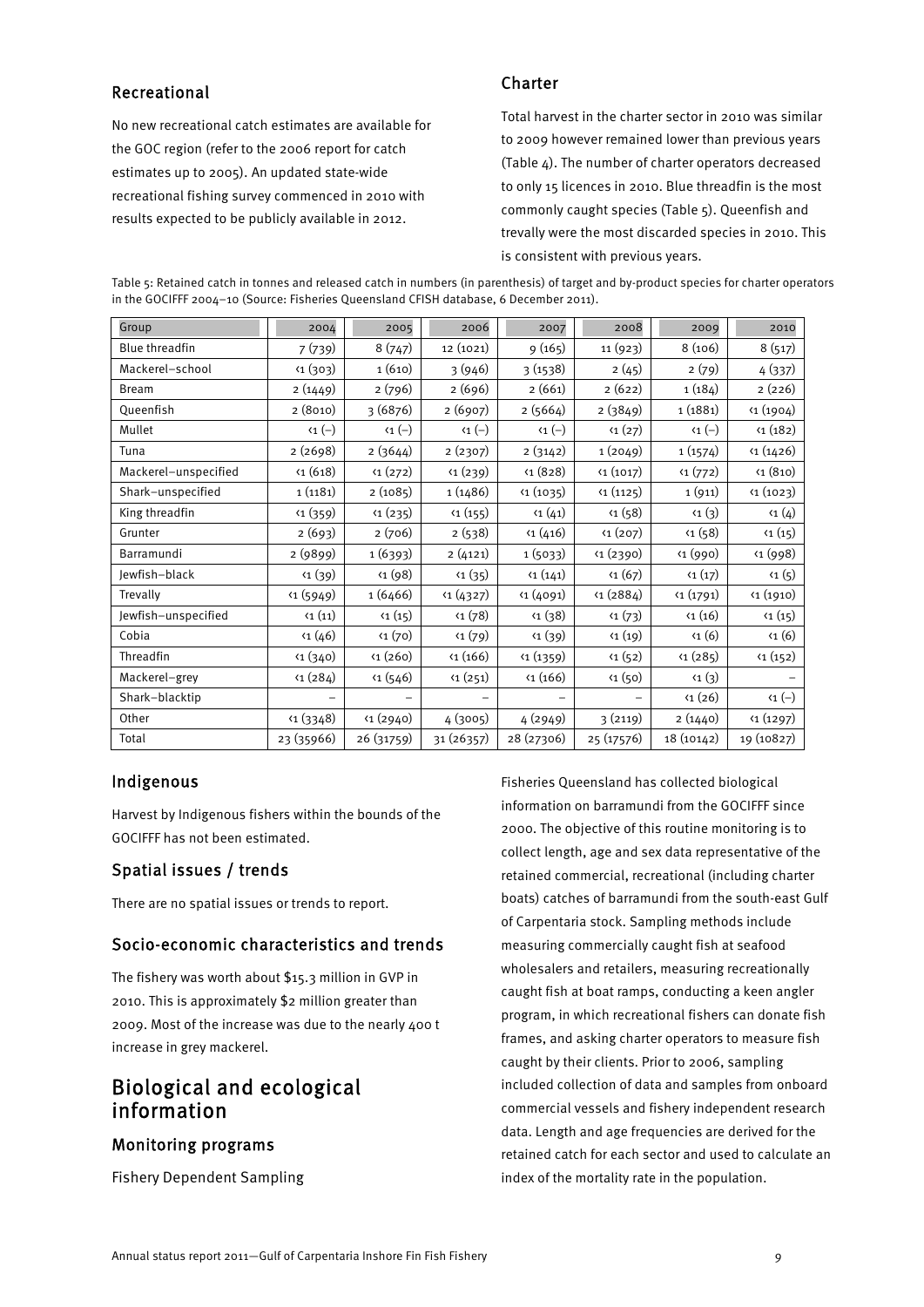## Recreational

No new recreational catch estimates are available for the GOC region (refer to the 2006 report for catch estimates up to 2005). An updated state-wide recreational fishing survey commenced in 2010 with results expected to be publicly available in 2012.

## Charter

Total harvest in the charter sector in 2010 was similar to 2009 however remained lower than previous years (Table 4). The number of charter operators decreased to only 15 licences in 2010. Blue threadfin is the most commonly caught species (Table 5). Queenfish and trevally were the most discarded species in 2010. This is consistent with previous years.

Table 5: Retained catch in tonnes and released catch in numbers (in parenthesis) of target and by-product species for charter operators in the GOCIFFF 2004–10 (Source: Fisheries Queensland CFISH database, 6 December 2011).

| Group | 2004 | 2005 | 2006 | 2007 | 2008 | 2009 | 2010 |
|---|---|---|---|---|---|---|---|
| Blue threadfin | 7 (739) | 8 (747) | 12 (1021) | 9 (165) | 11 (923) | 8 (106) | 8 (517) |
| Mackerel–school | <1 (303) | 1 (610) | 3 (946) | 3 (1538) | 2 (45) | 2 (79) | 4 (337) |
| Bream | 2 (1449) | 2 (796) | 2 (696) | 2 (661) | 2 (622) | 1 (184) | 2 (226) |
| Queenfish | 2 (8010) | 3 (6876) | 2 (6907) | 2 (5664) | 2 (3849) | 1 (1881) | <1 (1904) |
| Mullet | <1 (–) | <1 (–) | <1 (–) | <1 (–) | <1 (27) | <1 (–) | <1 (182) |
| Tuna | 2 (2698) | 2 (3644) | 2 (2307) | 2 (3142) | 1 (2049) | 1 (1574) | <1 (1426) |
| Mackerel–unspecified | <1 (618) | <1 (272) | <1 (239) | <1 (828) | <1 (1017) | <1 (772) | <1 (810) |
| Shark–unspecified | 1 (1181) | 2 (1085) | 1 (1486) | <1 (1035) | <1 (1125) | 1 (911) | <1 (1023) |
| King threadfin | <1 (359) | <1 (235) | <1 (155) | <1 (41) | <1 (58) | <1 (3) | <1 (4) |
| Grunter | 2 (693) | 2 (706) | 2 (538) | <1 (416) | <1 (207) | <1 (58) | <1 (15) |
| Barramundi | 2 (9899) | 1 (6393) | 2 (4121) | 1 (5033) | <1 (2390) | <1 (990) | <1 (998) |
| Jewfish–black | <1 (39) | <1 (98) | <1 (35) | <1 (141) | <1 (67) | <1 (17) | <1 (5) |
| Trevally | <1 (5949) | 1 (6466) | <1 (4327) | <1 (4091) | <1 (2884) | <1 (1791) | <1 (1910) |
| Jewfish–unspecified | <1 (11) | <1 (15) | <1 (78) | <1 (38) | <1 (73) | <1 (16) | <1 (15) |
| Cobia | <1 (46) | <1 (70) | <1 (79) | <1 (39) | <1 (19) | <1 (6) | <1 (6) |
| Threadfin | <1 (340) | <1 (260) | <1 (166) | <1 (1359) | <1 (52) | <1 (285) | <1 (152) |
| Mackerel–grey | <1 (284) | <1 (546) | <1 (251) | <1 (166) | <1 (50) | <1 (3) | – |
| Shark–blacktip | – | – | – | – | – | <1 (26) | <1 (–) |
| Other | <1 (3348) | <1 (2940) | 4 (3005) | 4 (2949) | 3 (2119) | 2 (1440) | <1 (1297) |
| Total | 23 (35966) | 26 (31759) | 31 (26357) | 28 (27306) | 25 (17576) | 18 (10142) | 19 (10827) |

## Indigenous

Harvest by Indigenous fishers within the bounds of the GOCIFFF has not been estimated.

## Spatial issues / trends

There are no spatial issues or trends to report.

## Socio-economic characteristics and trends

The fishery was worth about $15.3 million in GVP in 2010. This is approximately $2 million greater than 2009. Most of the increase was due to the nearly 400 t increase in grey mackerel.

# Biological and ecological information

## Monitoring programs

Fishery Dependent Sampling

Fisheries Queensland has collected biological information on barramundi from the GOCIFFF since 2000. The objective of this routine monitoring is to collect length, age and sex data representative of the retained commercial, recreational (including charter boats) catches of barramundi from the south-east Gulf of Carpentaria stock. Sampling methods include measuring commercially caught fish at seafood wholesalers and retailers, measuring recreationally caught fish at boat ramps, conducting a keen angler program, in which recreational fishers can donate fish frames, and asking charter operators to measure fish caught by their clients. Prior to 2006, sampling included collection of data and samples from onboard commercial vessels and fishery independent research data. Length and age frequencies are derived for the retained catch for each sector and used to calculate an index of the mortality rate in the population.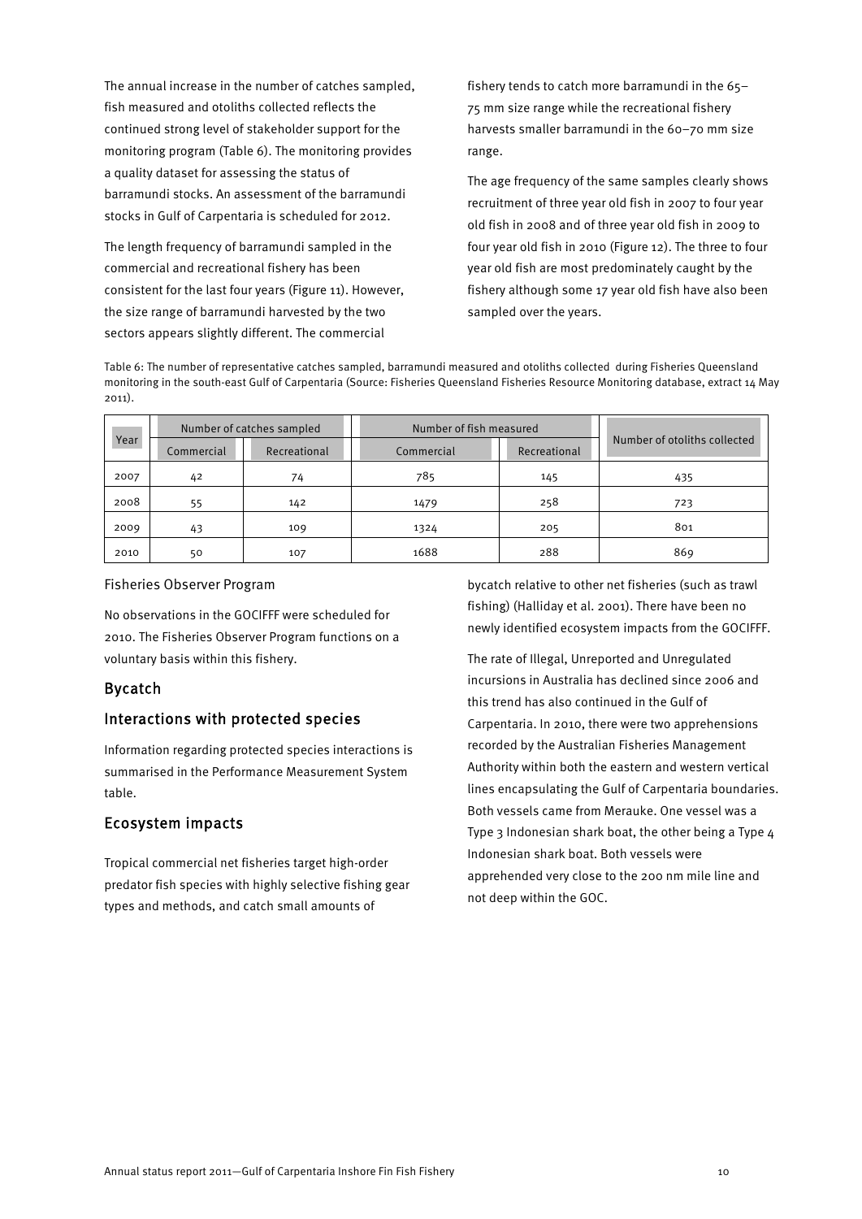The annual increase in the number of catches sampled, fish measured and otoliths collected reflects the continued strong level of stakeholder support for the monitoring program (Table 6). The monitoring provides a quality dataset for assessing the status of barramundi stocks. An assessment of the barramundi stocks in Gulf of Carpentaria is scheduled for 2012.

The length frequency of barramundi sampled in the commercial and recreational fishery has been consistent for the last four years (Figure 11). However, the size range of barramundi harvested by the two sectors appears slightly different. The commercial fishery tends to catch more barramundi in the 65–75 mm size range while the recreational fishery harvests smaller barramundi in the 60–70 mm size range.

The age frequency of the same samples clearly shows recruitment of three year old fish in 2007 to four year old fish in 2008 and of three year old fish in 2009 to four year old fish in 2010 (Figure 12). The three to four year old fish are most predominately caught by the fishery although some 17 year old fish have also been sampled over the years.

Table 6: The number of representative catches sampled, barramundi measured and otoliths collected during Fisheries Queensland monitoring in the south-east Gulf of Carpentaria (Source: Fisheries Queensland Fisheries Resource Monitoring database, extract 14 May 2011).

| Year | Number of catches sampled | | Number of fish measured | | Number of otoliths collected |
|---|---|---|---|---|---|
| | Commercial | Recreational | Commercial | Recreational | |
| 2007 | 42 | 74 | 785 | 145 | 435 |
| 2008 | 55 | 142 | 1479 | 258 | 723 |
| 2009 | 43 | 109 | 1324 | 205 | 801 |
| 2010 | 50 | 107 | 1688 | 288 | 869 |

Fisheries Observer Program

No observations in the GOCIFFF were scheduled for 2010. The Fisheries Observer Program functions on a voluntary basis within this fishery.

## Bycatch

## Interactions with protected species

Information regarding protected species interactions is summarised in the Performance Measurement System table.

## Ecosystem impacts

Tropical commercial net fisheries target high-order predator fish species with highly selective fishing gear types and methods, and catch small amounts of bycatch relative to other net fisheries (such as trawl fishing) (Halliday et al. 2001). There have been no newly identified ecosystem impacts from the GOCIFFF.

The rate of Illegal, Unreported and Unregulated incursions in Australia has declined since 2006 and this trend has also continued in the Gulf of Carpentaria. In 2010, there were two apprehensions recorded by the Australian Fisheries Management Authority within both the eastern and western vertical lines encapsulating the Gulf of Carpentaria boundaries. Both vessels came from Merauke. One vessel was a Type 3 Indonesian shark boat, the other being a Type 4 Indonesian shark boat. Both vessels were apprehended very close to the 200 nm mile line and not deep within the GOC.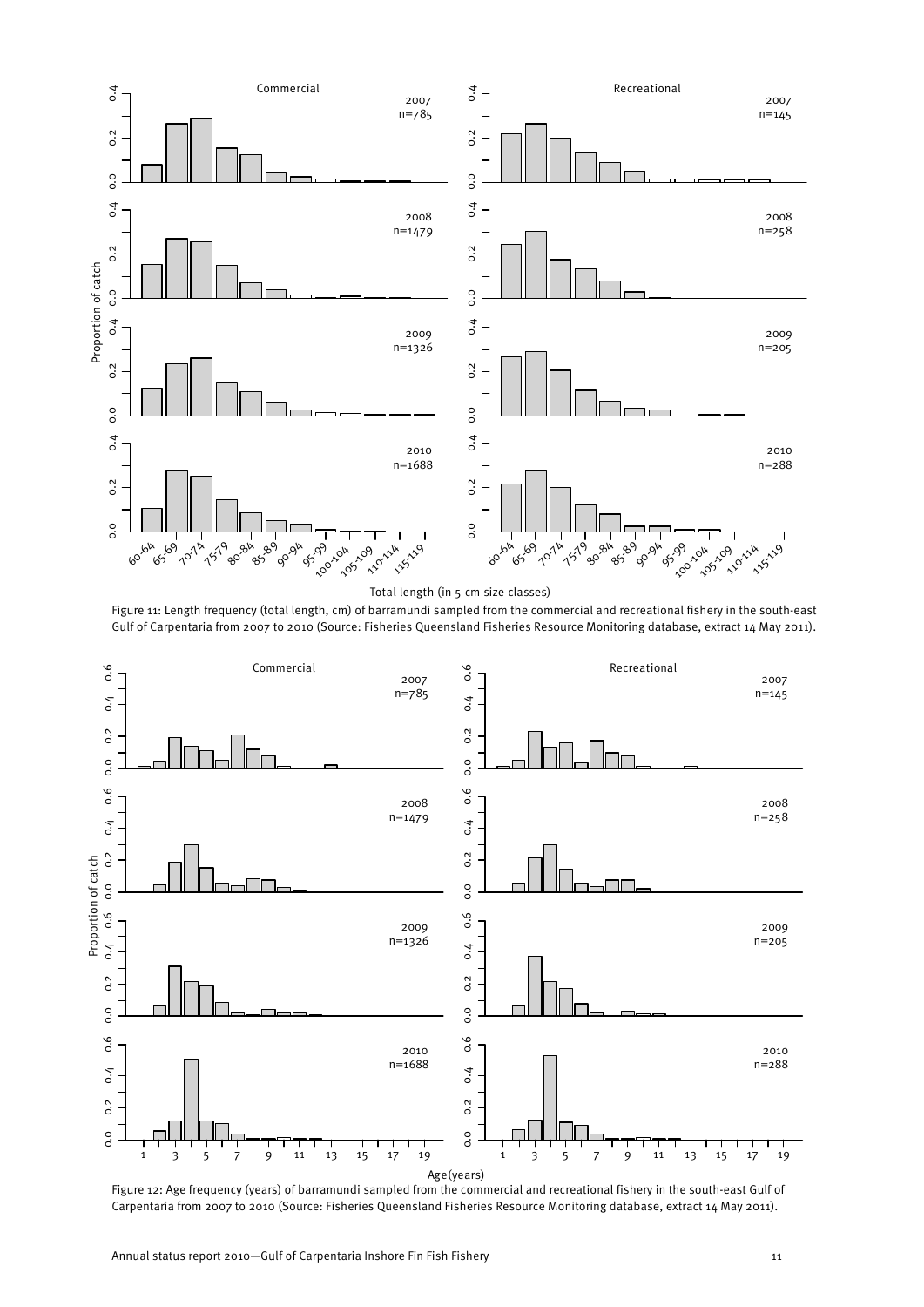Figure 11: Length frequency (total length, cm) of barramundi sampled from the commercial and recreational fishery in the south-east Gulf of Carpentaria from 2007 to 2010 (Source: Fisheries Queensland Fisheries Resource Monitoring database, extract 14 May 2011).

Figure 12: Age frequency (years) of barramundi sampled from the commercial and recreational fishery in the south-east Gulf of Carpentaria from 2007 to 2010 (Source: Fisheries Queensland Fisheries Resource Monitoring database, extract 14 May 2011).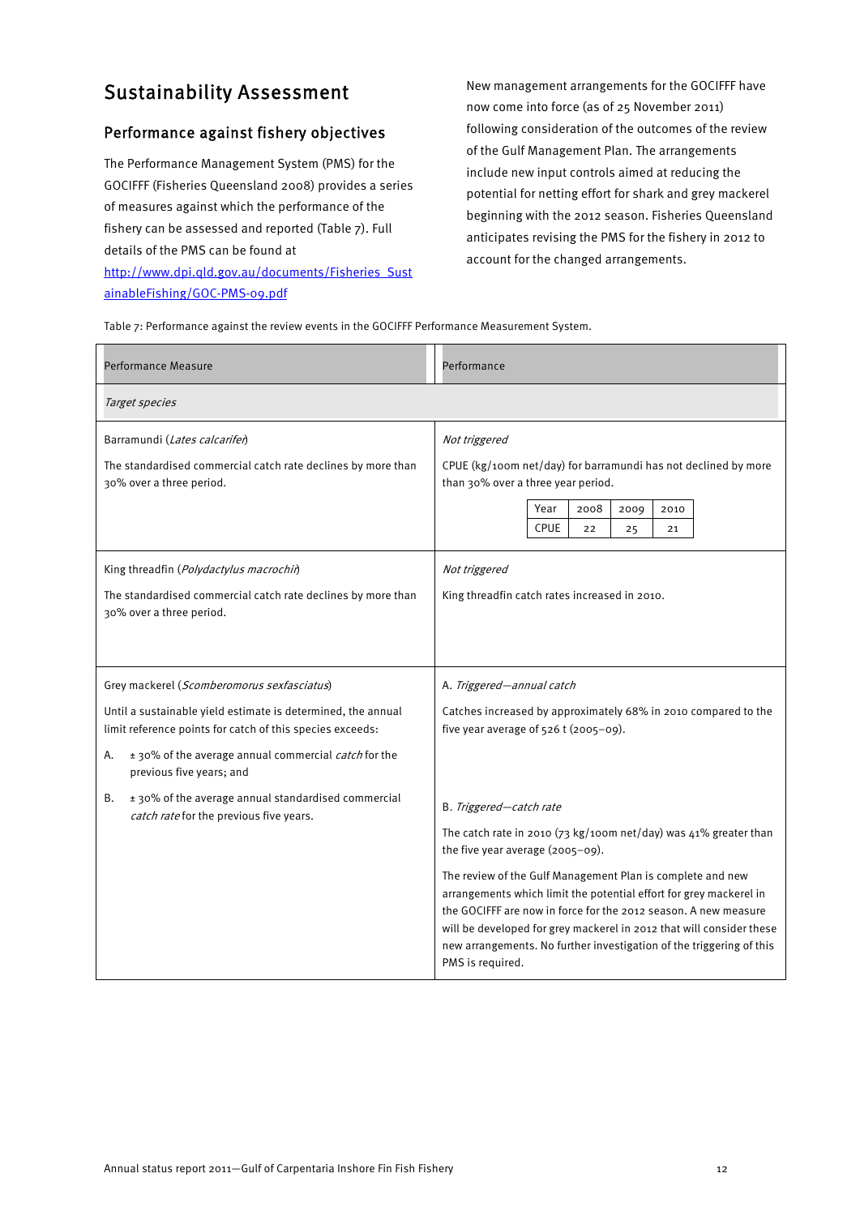## Sustainability Assessment

### Performance against fishery objectives

The Performance Management System (PMS) for the GOCIFFF (Fisheries Queensland 2008) provides a series of measures against which the performance of the fishery can be assessed and reported (Table 7). Full details of the PMS can be found at [http://www.dpi.qld.gov.au/documents/Fisheries_SustainableFishing/GOC-PMS-09.pdf](http://www.dpi.qld.gov.au/documents/Fisheries_SustainableFishing/GOC-PMS-09.pdf)

New management arrangements for the GOCIFFF have now come into force (as of 25 November 2011) following consideration of the outcomes of the review of the Gulf Management Plan. The arrangements include new input controls aimed at reducing the potential for netting effort for shark and grey mackerel beginning with the 2012 season. Fisheries Queensland anticipates revising the PMS for the fishery in 2012 to account for the changed arrangements.

Table 7: Performance against the review events in the GOCIFFF Performance Measurement System.

| Performance Measure | Performance |
|---|---|
| *Target species* | |
| Barramundi (*Lates calcarifer*)<br><br>The standardised commercial catch rate declines by more than 30% over a three period. | *Not triggered*<br><br>CPUE (kg/100m net/day) for barramundi has not declined by more than 30% over a three year period.<br><br>Year: 2008, 2009, 2010<br>CPUE: 22, 25, 21 |
| King threadfin (*Polydactylus macrochir*)<br><br>The standardised commercial catch rate declines by more than 30% over a three period. | *Not triggered*<br><br>King threadfin catch rates increased in 2010. |
| Grey mackerel (*Scomberomorus sexfasciatus*)<br><br>Until a sustainable yield estimate is determined, the annual limit reference points for catch of this species exceeds:<br><br>A. ± 30% of the average annual commercial *catch* for the previous five years; and<br><br>B. ± 30% of the average annual standardised commercial *catch rate* for the previous five years. | A. *Triggered—annual catch*<br><br>Catches increased by approximately 68% in 2010 compared to the five year average of 526 t (2005–09).<br><br>B. *Triggered—catch rate*<br><br>The catch rate in 2010 (73 kg/100m net/day) was 41% greater than the five year average (2005–09).<br><br>The review of the Gulf Management Plan is complete and new arrangements which limit the potential effort for grey mackerel in the GOCIFFF are now in force for the 2012 season. A new measure will be developed for grey mackerel in 2012 that will consider these new arrangements. No further investigation of the triggering of this PMS is required. |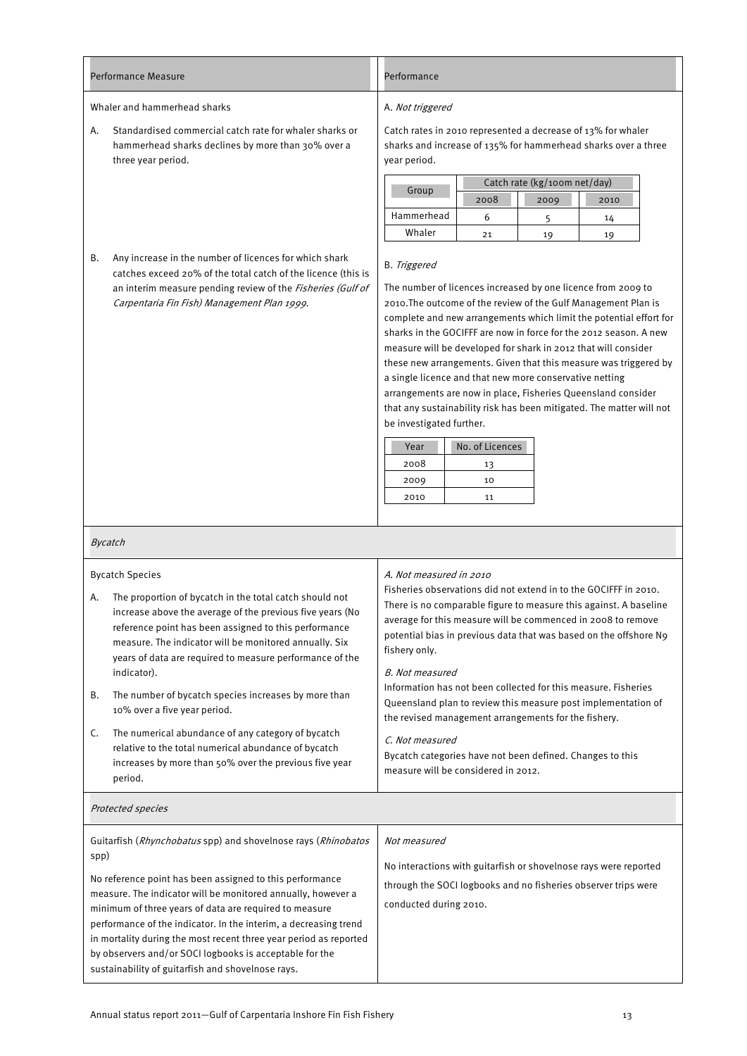| Performance Measure | Performance |
|---|---|
| Whaler and hammerhead sharks | |
| A. Standardised commercial catch rate for whaler sharks or hammerhead sharks declines by more than 30% over a three year period. | A. *Not triggered*<br><br>Catch rates in 2010 represented a decrease of 13% for whaler sharks and increase of 135% for hammerhead sharks over a three year period. |
| B. Any increase in the number of licences for which shark catches exceed 20% of the total catch of the licence (this is an interim measure pending review of the *Fisheries (Gulf of Carpentaria Fin Fish) Management Plan 1999*. | B. *Triggered*<br><br>The number of licences increased by one licence from 2009 to 2010.The outcome of the review of the Gulf Management Plan is complete and new arrangements which limit the potential effort for sharks in the GOCIFFF are now in force for the 2012 season. A new measure will be developed for shark in 2012 that will consider these new arrangements. Given that this measure was triggered by a single licence and that new more conservative netting arrangements are now in place, Fisheries Queensland consider that any sustainability risk has been mitigated. The matter will not be investigated further. |

| Group | Catch rate (kg/100m net/day) | | |
|---|---|---|---|
| | 2008 | 2009 | 2010 |
| Hammerhead | 6 | 5 | 14 |
| Whaler | 21 | 19 | 19 |

| Year | No. of Licences |
|---|---|
| 2008 | 13 |
| 2009 | 10 |
| 2010 | 11 |

*Bycatch*

| Performance Measure | Performance |
|---|---|
| Bycatch Species | |
| A. The proportion of bycatch in the total catch should not increase above the average of the previous five years (No reference point has been assigned to this performance measure. The indicator will be monitored annually. Six years of data are required to measure performance of the indicator). | *A. Not measured in 2010*<br>Fisheries observations did not extend in to the GOCIFFF in 2010. There is no comparable figure to measure this against. A baseline average for this measure will be commenced in 2008 to remove potential bias in previous data that was based on the offshore N9 fishery only. |
| B. The number of bycatch species increases by more than 10% over a five year period. | *B. Not measured*<br>Information has not been collected for this measure. Fisheries Queensland plan to review this measure post implementation of the revised management arrangements for the fishery. |
| C. The numerical abundance of any category of bycatch relative to the total numerical abundance of bycatch increases by more than 50% over the previous five year period. | *C. Not measured*<br>Bycatch categories have not been defined. Changes to this measure will be considered in 2012. |

*Protected species*

| Performance Measure | Performance |
|---|---|
| Guitarfish (*Rhynchobatus* spp) and shovelnose rays (*Rhinobatos* spp)<br><br>No reference point has been assigned to this performance measure. The indicator will be monitored annually, however a minimum of three years of data are required to measure performance of the indicator. In the interim, a decreasing trend in mortality during the most recent three year period as reported by observers and/or SOCI logbooks is acceptable for the sustainability of guitarfish and shovelnose rays. | *Not measured*<br><br>No interactions with guitarfish or shovelnose rays were reported through the SOCI logbooks and no fisheries observer trips were conducted during 2010. |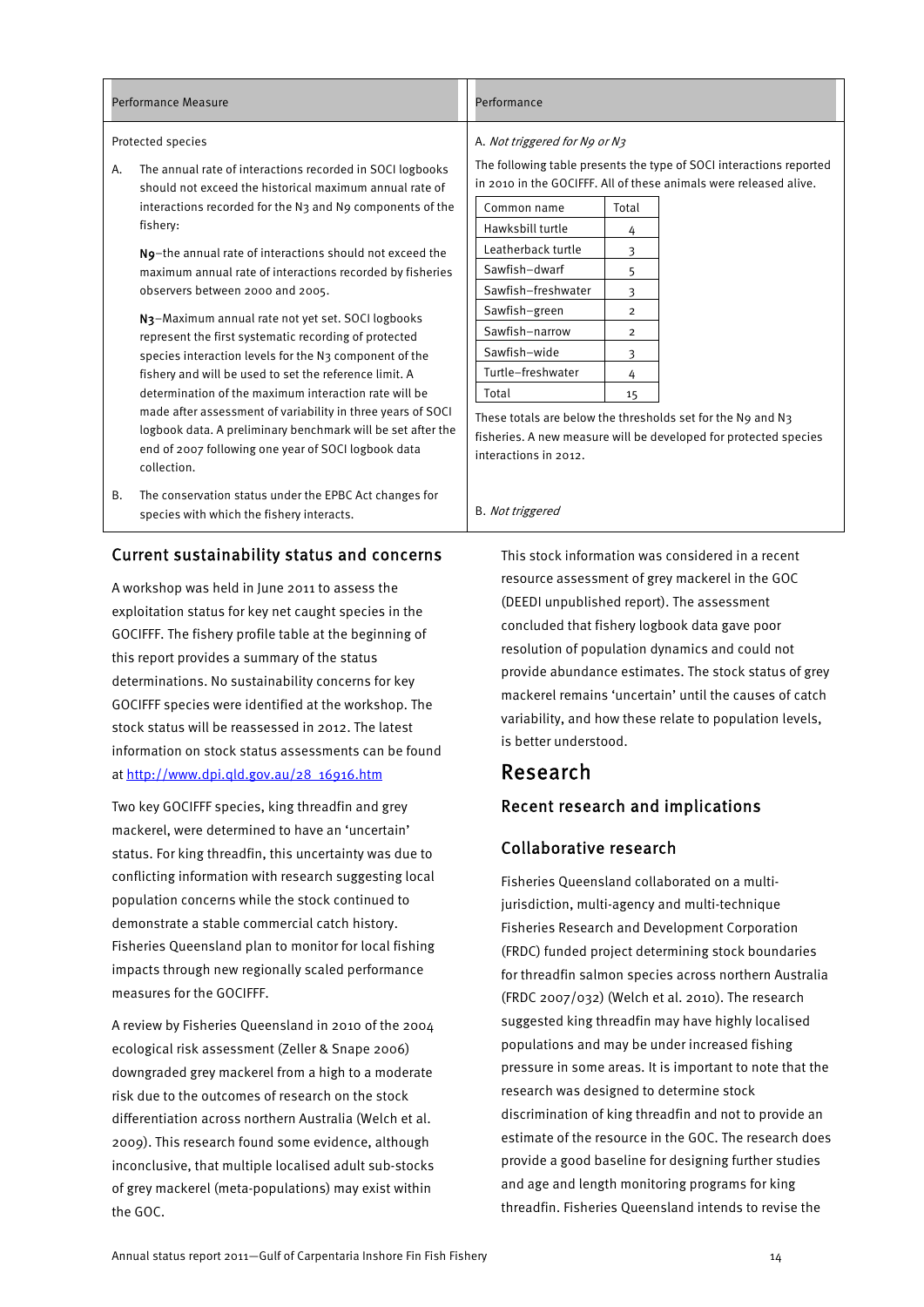| Performance Measure | Performance |
|---|---|
| Protected species<br><br>A. The annual rate of interactions recorded in SOCI logbooks should not exceed the historical maximum annual rate of interactions recorded for the N3 and N9 components of the fishery:<br><br>**N9**–the annual rate of interactions should not exceed the maximum annual rate of interactions recorded by fisheries observers between 2000 and 2005.<br><br>**N3**–Maximum annual rate not yet set. SOCI logbooks represent the first systematic recording of protected species interaction levels for the N3 component of the fishery and will be used to set the reference limit. A determination of the maximum interaction rate will be made after assessment of variability in three years of SOCI logbook data. A preliminary benchmark will be set after the end of 2007 following one year of SOCI logbook data collection. | A. *Not triggered for N9 or N3*<br><br>The following table presents the type of SOCI interactions reported in 2010 in the GOCIFFF. All of these animals were released alive.<br><br>Hawksbill turtle: 4<br>Leatherback turtle: 3<br>Sawfish–dwarf: 5<br>Sawfish–freshwater: 3<br>Sawfish–green: 2<br>Sawfish–narrow: 2<br>Sawfish–wide: 3<br>Turtle–freshwater: 4<br>Total: 15<br><br>These totals are below the thresholds set for the N9 and N3 fisheries. A new measure will be developed for protected species interactions in 2012. |
| B. The conservation status under the EPBC Act changes for species with which the fishery interacts. | B. *Not triggered* |

| Common name | Total |
|---|---|
| Hawksbill turtle | 4 |
| Leatherback turtle | 3 |
| Sawfish–dwarf | 5 |
| Sawfish–freshwater | 3 |
| Sawfish–green | 2 |
| Sawfish–narrow | 2 |
| Sawfish–wide | 3 |
| Turtle–freshwater | 4 |
| Total | 15 |

## Current sustainability status and concerns

A workshop was held in June 2011 to assess the exploitation status for key net caught species in the GOCIFFF. The fishery profile table at the beginning of this report provides a summary of the status determinations. No sustainability concerns for key GOCIFFF species were identified at the workshop. The stock status will be reassessed in 2012. The latest information on stock status assessments can be found at http://www.dpi.qld.gov.au/28_16916.htm

Two key GOCIFFF species, king threadfin and grey mackerel, were determined to have an 'uncertain' status. For king threadfin, this uncertainty was due to conflicting information with research suggesting local population concerns while the stock continued to demonstrate a stable commercial catch history. Fisheries Queensland plan to monitor for local fishing impacts through new regionally scaled performance measures for the GOCIFFF.

A review by Fisheries Queensland in 2010 of the 2004 ecological risk assessment (Zeller & Snape 2006) downgraded grey mackerel from a high to a moderate risk due to the outcomes of research on the stock differentiation across northern Australia (Welch et al. 2009). This research found some evidence, although inconclusive, that multiple localised adult sub-stocks of grey mackerel (meta-populations) may exist within the GOC.

This stock information was considered in a recent resource assessment of grey mackerel in the GOC (DEEDI unpublished report). The assessment concluded that fishery logbook data gave poor resolution of population dynamics and could not provide abundance estimates. The stock status of grey mackerel remains 'uncertain' until the causes of catch variability, and how these relate to population levels, is better understood.

# Research

## Recent research and implications

### Collaborative research

Fisheries Queensland collaborated on a multi-jurisdiction, multi-agency and multi-technique Fisheries Research and Development Corporation (FRDC) funded project determining stock boundaries for threadfin salmon species across northern Australia (FRDC 2007/032) (Welch et al. 2010). The research suggested king threadfin may have highly localised populations and may be under increased fishing pressure in some areas. It is important to note that the research was designed to determine stock discrimination of king threadfin and not to provide an estimate of the resource in the GOC. The research does provide a good baseline for designing further studies and age and length monitoring programs for king threadfin. Fisheries Queensland intends to revise the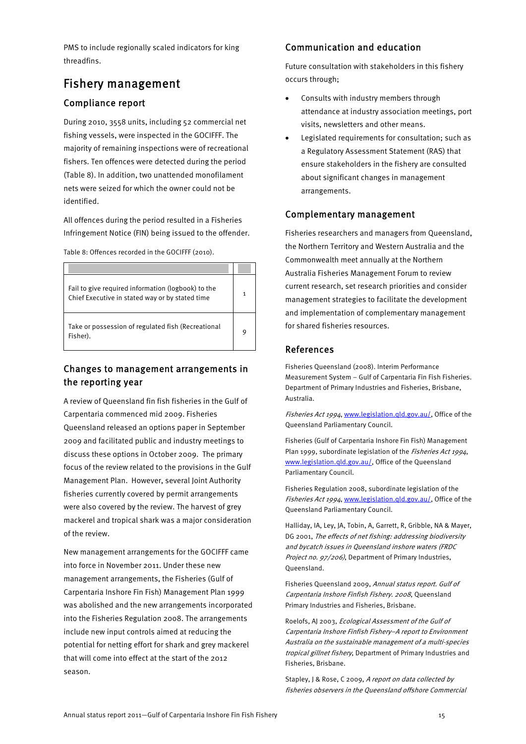PMS to include regionally scaled indicators for king threadfins.

## Fishery management

### Compliance report

During 2010, 3558 units, including 52 commercial net fishing vessels, were inspected in the GOCIFFF. The majority of remaining inspections were of recreational fishers. Ten offences were detected during the period (Table 8). In addition, two unattended monofilament nets were seized for which the owner could not be identified.

All offences during the period resulted in a Fisheries Infringement Notice (FIN) being issued to the offender.

Table 8: Offences recorded in the GOCIFFF (2010).

| | |
|---|---|
| Fail to give required information (logbook) to the Chief Executive in stated way or by stated time | 1 |
| Take or possession of regulated fish (Recreational Fisher). | 9 |

### Changes to management arrangements in the reporting year

A review of Queensland fin fish fisheries in the Gulf of Carpentaria commenced mid 2009. Fisheries Queensland released an options paper in September 2009 and facilitated public and industry meetings to discuss these options in October 2009. The primary focus of the review related to the provisions in the Gulf Management Plan. However, several Joint Authority fisheries currently covered by permit arrangements were also covered by the review. The harvest of grey mackerel and tropical shark was a major consideration of the review.

New management arrangements for the GOCIFFF came into force in November 2011. Under these new management arrangements, the Fisheries (Gulf of Carpentaria Inshore Fin Fish) Management Plan 1999 was abolished and the new arrangements incorporated into the Fisheries Regulation 2008. The arrangements include new input controls aimed at reducing the potential for netting effort for shark and grey mackerel that will come into effect at the start of the 2012 season.

### Communication and education

Future consultation with stakeholders in this fishery occurs through;

- Consults with industry members through attendance at industry association meetings, port visits, newsletters and other means.
- Legislated requirements for consultation; such as a Regulatory Assessment Statement (RAS) that ensure stakeholders in the fishery are consulted about significant changes in management arrangements.

### Complementary management

Fisheries researchers and managers from Queensland, the Northern Territory and Western Australia and the Commonwealth meet annually at the Northern Australia Fisheries Management Forum to review current research, set research priorities and consider management strategies to facilitate the development and implementation of complementary management for shared fisheries resources.

### References

Fisheries Queensland (2008). Interim Performance Measurement System – Gulf of Carpentaria Fin Fish Fisheries. Department of Primary Industries and Fisheries, Brisbane, Australia.

*Fisheries Act 1994*, www.legislation.qld.gov.au/, Office of the Queensland Parliamentary Council.

Fisheries (Gulf of Carpentaria Inshore Fin Fish) Management Plan 1999, subordinate legislation of the *Fisheries Act 1994*, www.legislation.qld.gov.au/, Office of the Queensland Parliamentary Council.

Fisheries Regulation 2008, subordinate legislation of the *Fisheries Act 1994*, www.legislation.qld.gov.au/, Office of the Queensland Parliamentary Council.

Halliday, IA, Ley, JA, Tobin, A, Garrett, R, Gribble, NA & Mayer, DG 2001, *The effects of net fishing: addressing biodiversity and bycatch issues in Queensland inshore waters (FRDC Project no. 97/206)*, Department of Primary Industries, Queensland.

Fisheries Queensland 2009, *Annual status report. Gulf of Carpentaria Inshore Finfish Fishery. 2008*, Queensland Primary Industries and Fisheries, Brisbane.

Roelofs, AJ 2003, *Ecological Assessment of the Gulf of Carpentaria Inshore Finfish Fishery–A report to Environment Australia on the sustainable management of a multi-species tropical gillnet fishery*, Department of Primary Industries and Fisheries, Brisbane.

Stapley, J & Rose, C 2009, *A report on data collected by fisheries observers in the Queensland offshore Commercial*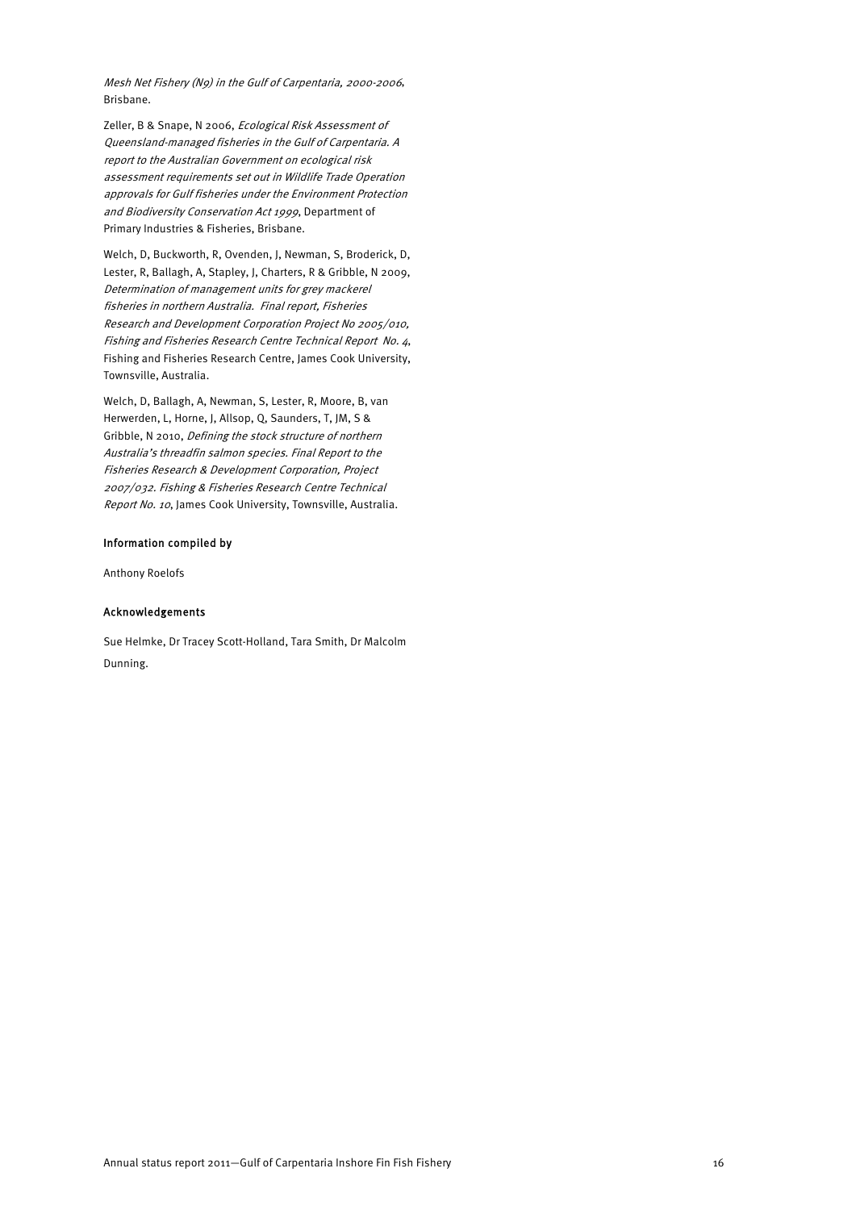*Mesh Net Fishery (N9) in the Gulf of Carpentaria, 2000-2006*, Brisbane.

Zeller, B & Snape, N 2006, *Ecological Risk Assessment of Queensland-managed fisheries in the Gulf of Carpentaria. A report to the Australian Government on ecological risk assessment requirements set out in Wildlife Trade Operation approvals for Gulf fisheries under the Environment Protection and Biodiversity Conservation Act 1999*, Department of Primary Industries & Fisheries, Brisbane.

Welch, D, Buckworth, R, Ovenden, J, Newman, S, Broderick, D, Lester, R, Ballagh, A, Stapley, J, Charters, R & Gribble, N 2009, *Determination of management units for grey mackerel fisheries in northern Australia. Final report, Fisheries Research and Development Corporation Project No 2005/010, Fishing and Fisheries Research Centre Technical Report No. 4*, Fishing and Fisheries Research Centre, James Cook University, Townsville, Australia.

Welch, D, Ballagh, A, Newman, S, Lester, R, Moore, B, van Herwerden, L, Horne, J, Allsop, Q, Saunders, T, JM, S & Gribble, N 2010, *Defining the stock structure of northern Australia's threadfin salmon species. Final Report to the Fisheries Research & Development Corporation, Project 2007/032. Fishing & Fisheries Research Centre Technical Report No. 10*, James Cook University, Townsville, Australia.

#### Information compiled by

Anthony Roelofs

#### Acknowledgements

Sue Helmke, Dr Tracey Scott-Holland, Tara Smith, Dr Malcolm Dunning.